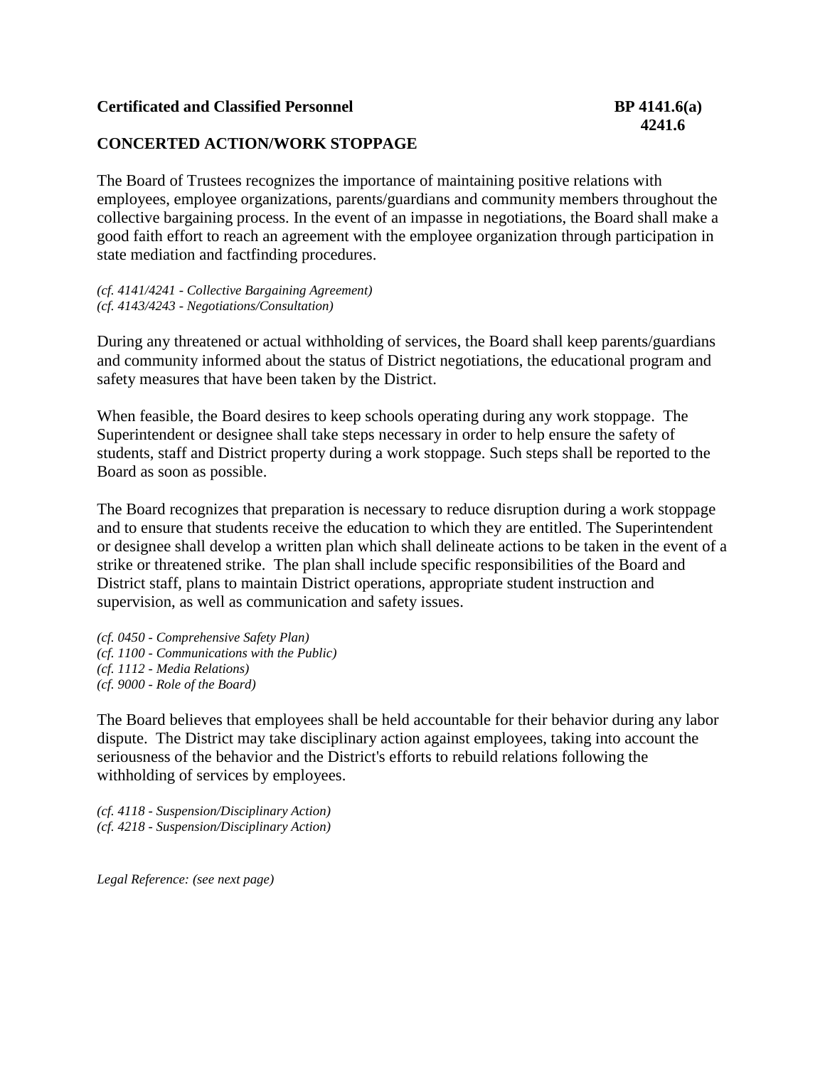**Certificated and Classified Personnel** **BP 4141.6(a)**
**4241.6**

## CONCERTED ACTION/WORK STOPPAGE

The Board of Trustees recognizes the importance of maintaining positive relations with employees, employee organizations, parents/guardians and community members throughout the collective bargaining process. In the event of an impasse in negotiations, the Board shall make a good faith effort to reach an agreement with the employee organization through participation in state mediation and factfinding procedures.

*(cf. 4141/4241 - Collective Bargaining Agreement)*
*(cf. 4143/4243 - Negotiations/Consultation)*

During any threatened or actual withholding of services, the Board shall keep parents/guardians and community informed about the status of District negotiations, the educational program and safety measures that have been taken by the District.

When feasible, the Board desires to keep schools operating during any work stoppage. The Superintendent or designee shall take steps necessary in order to help ensure the safety of students, staff and District property during a work stoppage. Such steps shall be reported to the Board as soon as possible.

The Board recognizes that preparation is necessary to reduce disruption during a work stoppage and to ensure that students receive the education to which they are entitled. The Superintendent or designee shall develop a written plan which shall delineate actions to be taken in the event of a strike or threatened strike. The plan shall include specific responsibilities of the Board and District staff, plans to maintain District operations, appropriate student instruction and supervision, as well as communication and safety issues.

*(cf. 0450 - Comprehensive Safety Plan)*
*(cf. 1100 - Communications with the Public)*
*(cf. 1112 - Media Relations)*
*(cf. 9000 - Role of the Board)*

The Board believes that employees shall be held accountable for their behavior during any labor dispute. The District may take disciplinary action against employees, taking into account the seriousness of the behavior and the District's efforts to rebuild relations following the withholding of services by employees.

*(cf. 4118 - Suspension/Disciplinary Action)*
*(cf. 4218 - Suspension/Disciplinary Action)*

*Legal Reference: (see next page)*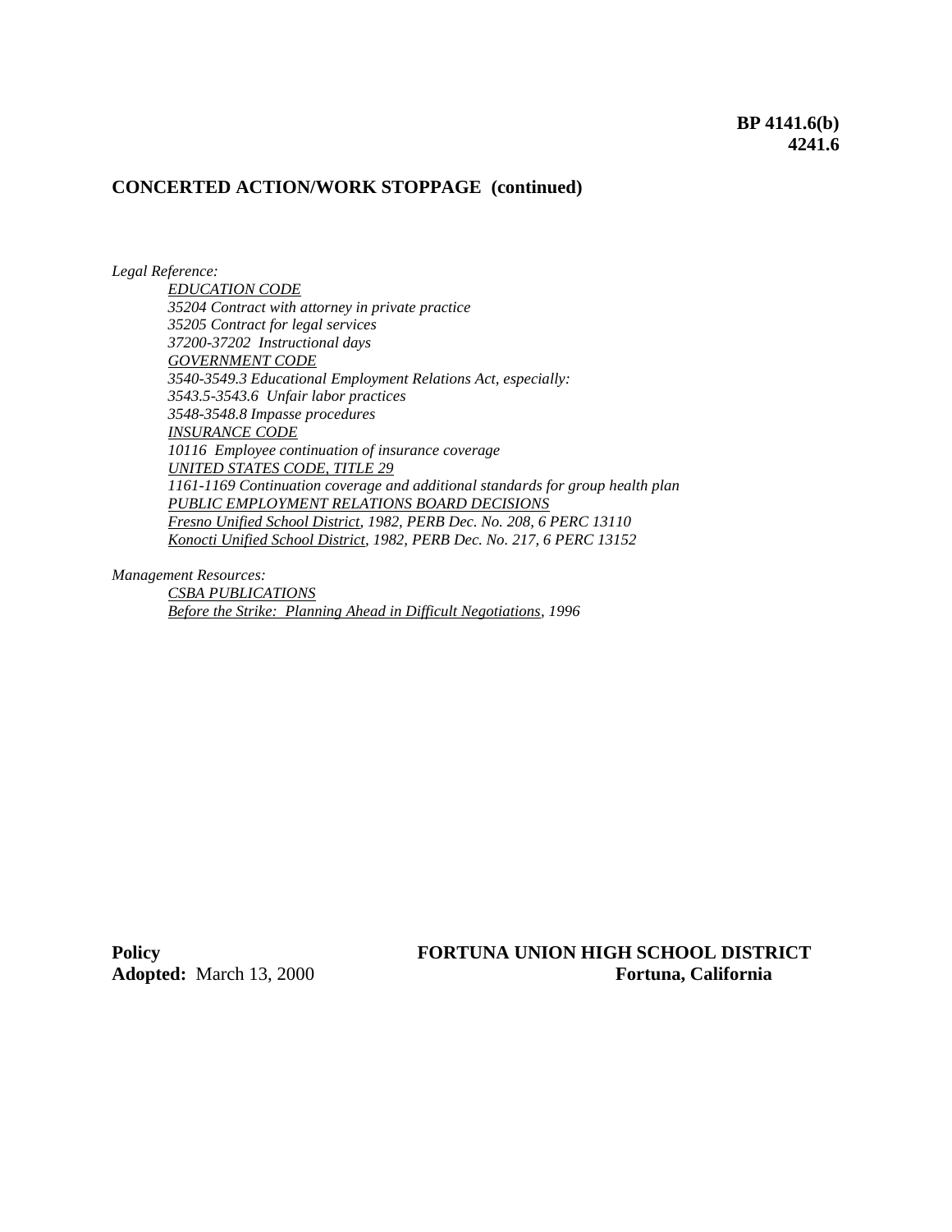**BP 4141.6(b)**
**4241.6**

## CONCERTED ACTION/WORK STOPPAGE (continued)

*Legal Reference:*

*EDUCATION CODE*
*35204 Contract with attorney in private practice*
*35205 Contract for legal services*
*37200-37202 Instructional days*
*GOVERNMENT CODE*
*3540-3549.3 Educational Employment Relations Act, especially:*
*3543.5-3543.6 Unfair labor practices*
*3548-3548.8 Impasse procedures*
*INSURANCE CODE*
*10116 Employee continuation of insurance coverage*
*UNITED STATES CODE, TITLE 29*
*1161-1169 Continuation coverage and additional standards for group health plan*
*PUBLIC EMPLOYMENT RELATIONS BOARD DECISIONS*
*Fresno Unified School District, 1982, PERB Dec. No. 208, 6 PERC 13110*
*Konocti Unified School District, 1982, PERB Dec. No. 217, 6 PERC 13152*

*Management Resources:*

*CSBA PUBLICATIONS*
*Before the Strike: Planning Ahead in Difficult Negotiations, 1996*

**Policy** **FORTUNA UNION HIGH SCHOOL DISTRICT**
**Adopted:** March 13, 2000 **Fortuna, California**